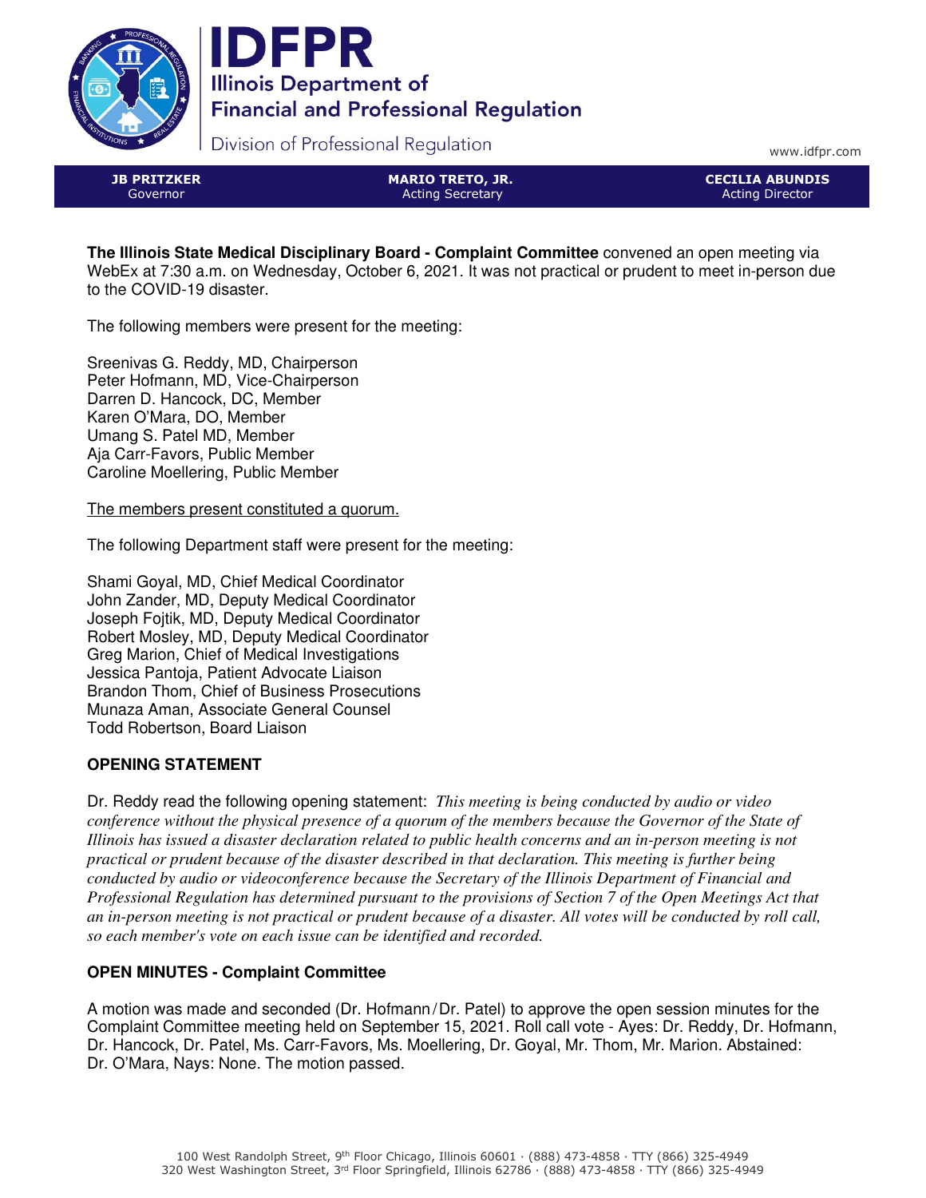# IDFPR

Illinois Department of Financial and Professional Regulation

Division of Professional Regulation

www.idfpr.com

| JB PRITZKER<br>Governor | MARIO TRETO, JR.<br>Acting Secretary | CECILIA ABUNDIS<br>Acting Director |
|---|---|---|

**The Illinois State Medical Disciplinary Board - Complaint Committee** convened an open meeting via WebEx at 7:30 a.m. on Wednesday, October 6, 2021. It was not practical or prudent to meet in-person due to the COVID-19 disaster.

The following members were present for the meeting:

Sreenivas G. Reddy, MD, Chairperson
Peter Hofmann, MD, Vice-Chairperson
Darren D. Hancock, DC, Member
Karen O'Mara, DO, Member
Umang S. Patel MD, Member
Aja Carr-Favors, Public Member
Caroline Moellering, Public Member

The members present constituted a quorum.

The following Department staff were present for the meeting:

Shami Goyal, MD, Chief Medical Coordinator
John Zander, MD, Deputy Medical Coordinator
Joseph Fojtik, MD, Deputy Medical Coordinator
Robert Mosley, MD, Deputy Medical Coordinator
Greg Marion, Chief of Medical Investigations
Jessica Pantoja, Patient Advocate Liaison
Brandon Thom, Chief of Business Prosecutions
Munaza Aman, Associate General Counsel
Todd Robertson, Board Liaison

## OPENING STATEMENT

Dr. Reddy read the following opening statement: *This meeting is being conducted by audio or video conference without the physical presence of a quorum of the members because the Governor of the State of Illinois has issued a disaster declaration related to public health concerns and an in-person meeting is not practical or prudent because of the disaster described in that declaration. This meeting is further being conducted by audio or videoconference because the Secretary of the Illinois Department of Financial and Professional Regulation has determined pursuant to the provisions of Section 7 of the Open Meetings Act that an in-person meeting is not practical or prudent because of a disaster. All votes will be conducted by roll call, so each member's vote on each issue can be identified and recorded.*

## OPEN MINUTES - Complaint Committee

A motion was made and seconded (Dr. Hofmann/Dr. Patel) to approve the open session minutes for the Complaint Committee meeting held on September 15, 2021. Roll call vote - Ayes: Dr. Reddy, Dr. Hofmann, Dr. Hancock, Dr. Patel, Ms. Carr-Favors, Ms. Moellering, Dr. Goyal, Mr. Thom, Mr. Marion. Abstained: Dr. O'Mara, Nays: None. The motion passed.

100 West Randolph Street, 9th Floor Chicago, Illinois 60601 · (888) 473-4858 · TTY (866) 325-4949
320 West Washington Street, 3rd Floor Springfield, Illinois 62786 · (888) 473-4858 · TTY (866) 325-4949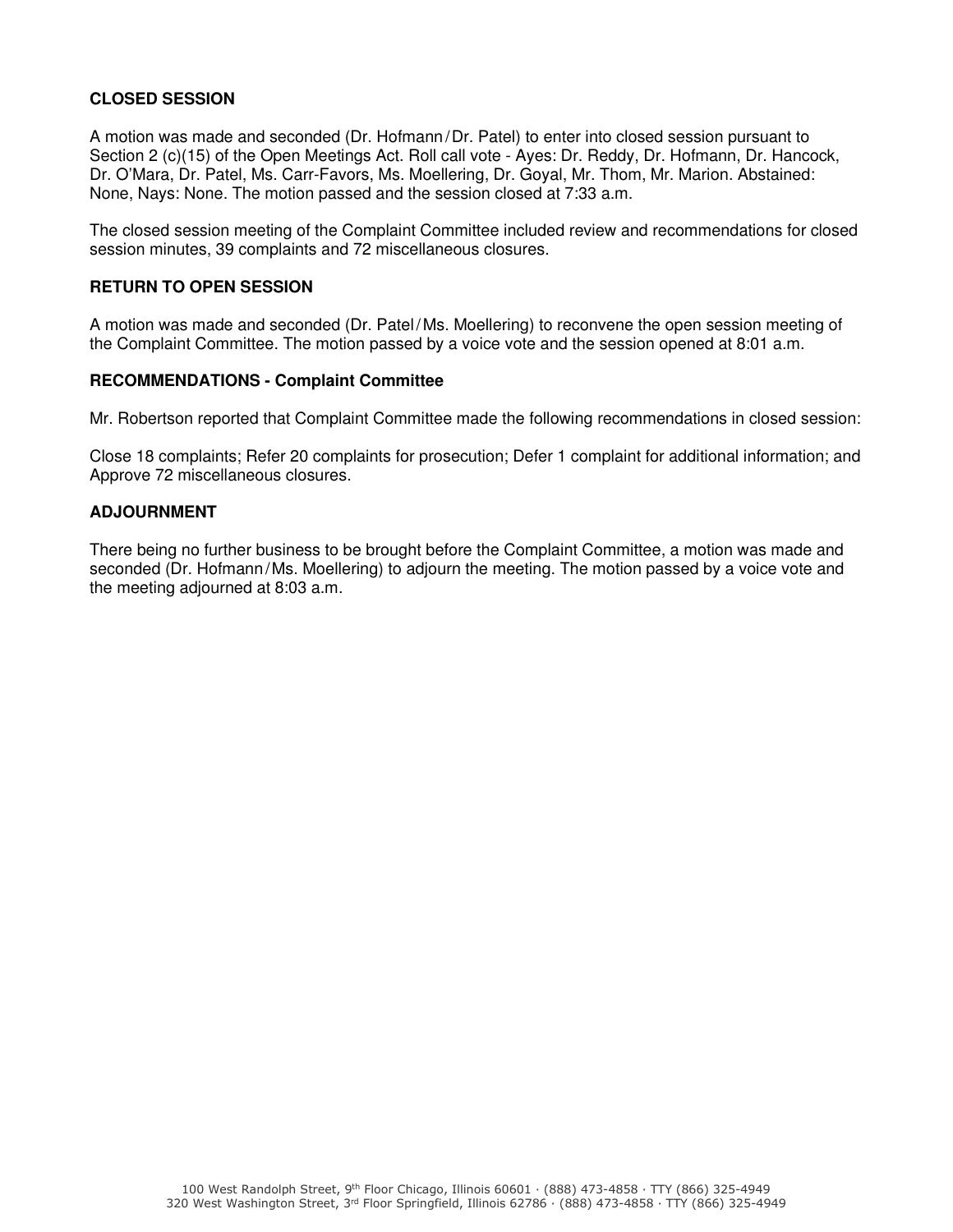**CLOSED SESSION**

A motion was made and seconded (Dr. Hofmann / Dr. Patel) to enter into closed session pursuant to Section 2 (c)(15) of the Open Meetings Act. Roll call vote - Ayes: Dr. Reddy, Dr. Hofmann, Dr. Hancock, Dr. O'Mara, Dr. Patel, Ms. Carr-Favors, Ms. Moellering, Dr. Goyal, Mr. Thom, Mr. Marion. Abstained: None, Nays: None. The motion passed and the session closed at 7:33 a.m.

The closed session meeting of the Complaint Committee included review and recommendations for closed session minutes, 39 complaints and 72 miscellaneous closures.

**RETURN TO OPEN SESSION**

A motion was made and seconded (Dr. Patel / Ms. Moellering) to reconvene the open session meeting of the Complaint Committee. The motion passed by a voice vote and the session opened at 8:01 a.m.

**RECOMMENDATIONS - Complaint Committee**

Mr. Robertson reported that Complaint Committee made the following recommendations in closed session:

Close 18 complaints; Refer 20 complaints for prosecution; Defer 1 complaint for additional information; and Approve 72 miscellaneous closures.

**ADJOURNMENT**

There being no further business to be brought before the Complaint Committee, a motion was made and seconded (Dr. Hofmann / Ms. Moellering) to adjourn the meeting. The motion passed by a voice vote and the meeting adjourned at 8:03 a.m.